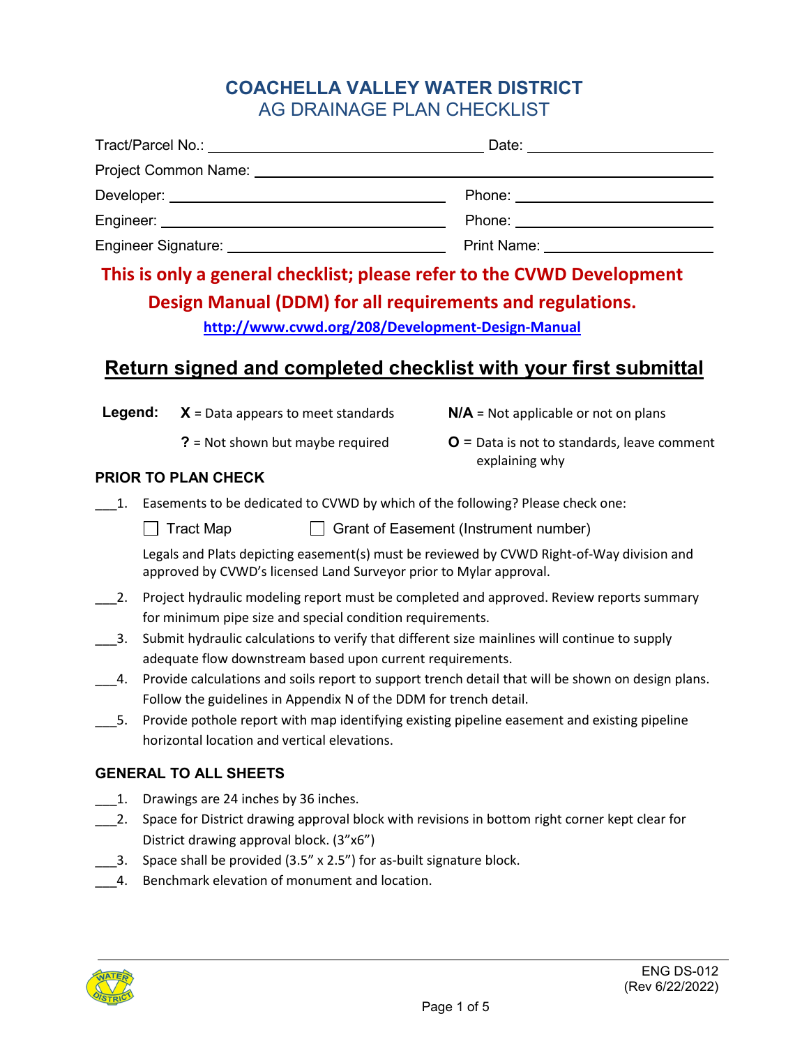# COACHELLA VALLEY WATER DISTRICT

## AG DRAINAGE PLAN CHECKLIST

Tract/Parcel No.: ______________________________ Date: ____________________

Project Common Name: ______________________________________________

Developer: ______________________________ Phone: ____________________

Engineer: ______________________________ Phone: ____________________

Engineer Signature: ______________________________ Print Name: ____________________

**This is only a general checklist; please refer to the CVWD Development Design Manual (DDM) for all requirements and regulations.**

**http://www.cvwd.org/208/Development-Design-Manual**

## Return signed and completed checklist with your first submittal

**Legend:**

- **X** = Data appears to meet standards
- **N/A** = Not applicable or not on plans
- **?** = Not shown but maybe required
- **O** = Data is not to standards, leave comment explaining why

### PRIOR TO PLAN CHECK

___1. Easements to be dedicated to CVWD by which of the following? Please check one:

☐ Tract Map ☐ Grant of Easement (Instrument number)

Legals and Plats depicting easement(s) must be reviewed by CVWD Right-of-Way division and approved by CVWD's licensed Land Surveyor prior to Mylar approval.

___2. Project hydraulic modeling report must be completed and approved. Review reports summary for minimum pipe size and special condition requirements.

___3. Submit hydraulic calculations to verify that different size mainlines will continue to supply adequate flow downstream based upon current requirements.

___4. Provide calculations and soils report to support trench detail that will be shown on design plans. Follow the guidelines in Appendix N of the DDM for trench detail.

___5. Provide pothole report with map identifying existing pipeline easement and existing pipeline horizontal location and vertical elevations.

### GENERAL TO ALL SHEETS

___1. Drawings are 24 inches by 36 inches.

___2. Space for District drawing approval block with revisions in bottom right corner kept clear for District drawing approval block. (3"x6")

___3. Space shall be provided (3.5" x 2.5") for as-built signature block.

___4. Benchmark elevation of monument and location.

ENG DS-012
(Rev 6/22/2022)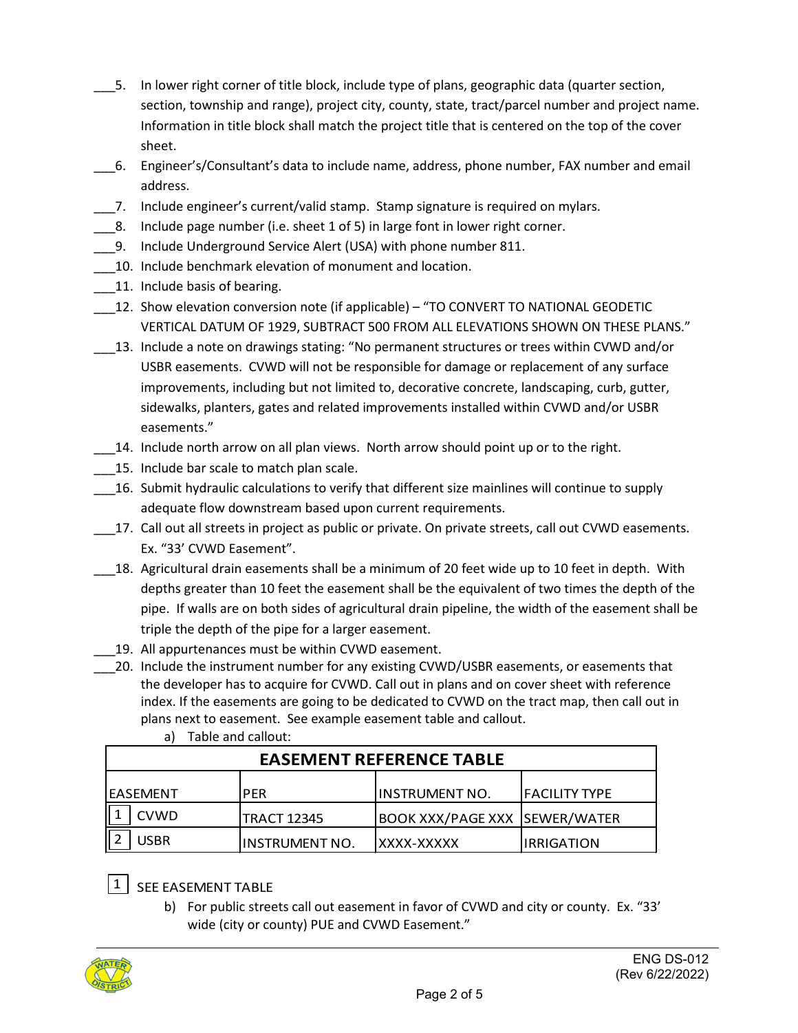___5. In lower right corner of title block, include type of plans, geographic data (quarter section, section, township and range), project city, county, state, tract/parcel number and project name. Information in title block shall match the project title that is centered on the top of the cover sheet.

___6. Engineer's/Consultant's data to include name, address, phone number, FAX number and email address.

___7. Include engineer's current/valid stamp. Stamp signature is required on mylars.

___8. Include page number (i.e. sheet 1 of 5) in large font in lower right corner.

___9. Include Underground Service Alert (USA) with phone number 811.

___10. Include benchmark elevation of monument and location.

___11. Include basis of bearing.

___12. Show elevation conversion note (if applicable) – "TO CONVERT TO NATIONAL GEODETIC VERTICAL DATUM OF 1929, SUBTRACT 500 FROM ALL ELEVATIONS SHOWN ON THESE PLANS."

___13. Include a note on drawings stating: "No permanent structures or trees within CVWD and/or USBR easements. CVWD will not be responsible for damage or replacement of any surface improvements, including but not limited to, decorative concrete, landscaping, curb, gutter, sidewalks, planters, gates and related improvements installed within CVWD and/or USBR easements."

___14. Include north arrow on all plan views. North arrow should point up or to the right.

___15. Include bar scale to match plan scale.

___16. Submit hydraulic calculations to verify that different size mainlines will continue to supply adequate flow downstream based upon current requirements.

___17. Call out all streets in project as public or private. On private streets, call out CVWD easements. Ex. "33' CVWD Easement".

___18. Agricultural drain easements shall be a minimum of 20 feet wide up to 10 feet in depth. With depths greater than 10 feet the easement shall be the equivalent of two times the depth of the pipe. If walls are on both sides of agricultural drain pipeline, the width of the easement shall be triple the depth of the pipe for a larger easement.

___19. All appurtenances must be within CVWD easement.

___20. Include the instrument number for any existing CVWD/USBR easements, or easements that the developer has to acquire for CVWD. Call out in plans and on cover sheet with reference index. If the easements are going to be dedicated to CVWD on the tract map, then call out in plans next to easement. See example easement table and callout.

a) Table and callout:

| EASEMENT REFERENCE TABLE | | | |
|---|---|---|---|
| EASEMENT | PER | INSTRUMENT NO. | FACILITY TYPE |
| 1 CVWD | TRACT 12345 | BOOK XXX/PAGE XXX | SEWER/WATER |
| 2 USBR | INSTRUMENT NO. | XXXX-XXXXX | IRRIGATION |

1 SEE EASEMENT TABLE

b) For public streets call out easement in favor of CVWD and city or county. Ex. "33' wide (city or county) PUE and CVWD Easement."

ENG DS-012
(Rev 6/22/2022)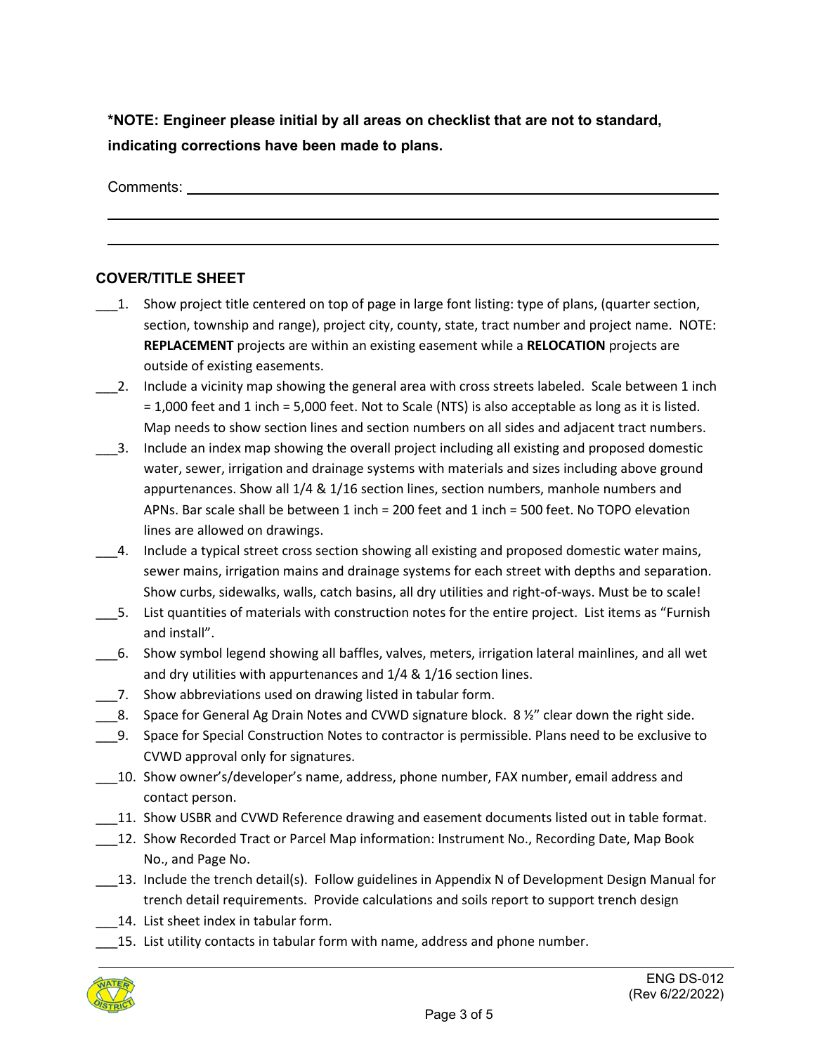**\*NOTE: Engineer please initial by all areas on checklist that are not to standard, indicating corrections have been made to plans.**

Comments: ______________________________________________________________

______________________________________________________________

______________________________________________________________

## COVER/TITLE SHEET

___1. Show project title centered on top of page in large font listing: type of plans, (quarter section, section, township and range), project city, county, state, tract number and project name. NOTE: **REPLACEMENT** projects are within an existing easement while a **RELOCATION** projects are outside of existing easements.

___2. Include a vicinity map showing the general area with cross streets labeled. Scale between 1 inch = 1,000 feet and 1 inch = 5,000 feet. Not to Scale (NTS) is also acceptable as long as it is listed. Map needs to show section lines and section numbers on all sides and adjacent tract numbers.

___3. Include an index map showing the overall project including all existing and proposed domestic water, sewer, irrigation and drainage systems with materials and sizes including above ground appurtenances. Show all 1/4 & 1/16 section lines, section numbers, manhole numbers and APNs. Bar scale shall be between 1 inch = 200 feet and 1 inch = 500 feet. No TOPO elevation lines are allowed on drawings.

___4. Include a typical street cross section showing all existing and proposed domestic water mains, sewer mains, irrigation mains and drainage systems for each street with depths and separation. Show curbs, sidewalks, walls, catch basins, all dry utilities and right-of-ways. Must be to scale!

___5. List quantities of materials with construction notes for the entire project. List items as "Furnish and install".

___6. Show symbol legend showing all baffles, valves, meters, irrigation lateral mainlines, and all wet and dry utilities with appurtenances and 1/4 & 1/16 section lines.

___7. Show abbreviations used on drawing listed in tabular form.

___8. Space for General Ag Drain Notes and CVWD signature block. 8 ½" clear down the right side.

___9. Space for Special Construction Notes to contractor is permissible. Plans need to be exclusive to CVWD approval only for signatures.

___10. Show owner's/developer's name, address, phone number, FAX number, email address and contact person.

___11. Show USBR and CVWD Reference drawing and easement documents listed out in table format.

___12. Show Recorded Tract or Parcel Map information: Instrument No., Recording Date, Map Book No., and Page No.

___13. Include the trench detail(s). Follow guidelines in Appendix N of Development Design Manual for trench detail requirements. Provide calculations and soils report to support trench design

___14. List sheet index in tabular form.

___15. List utility contacts in tabular form with name, address and phone number.

ENG DS-012
(Rev 6/22/2022)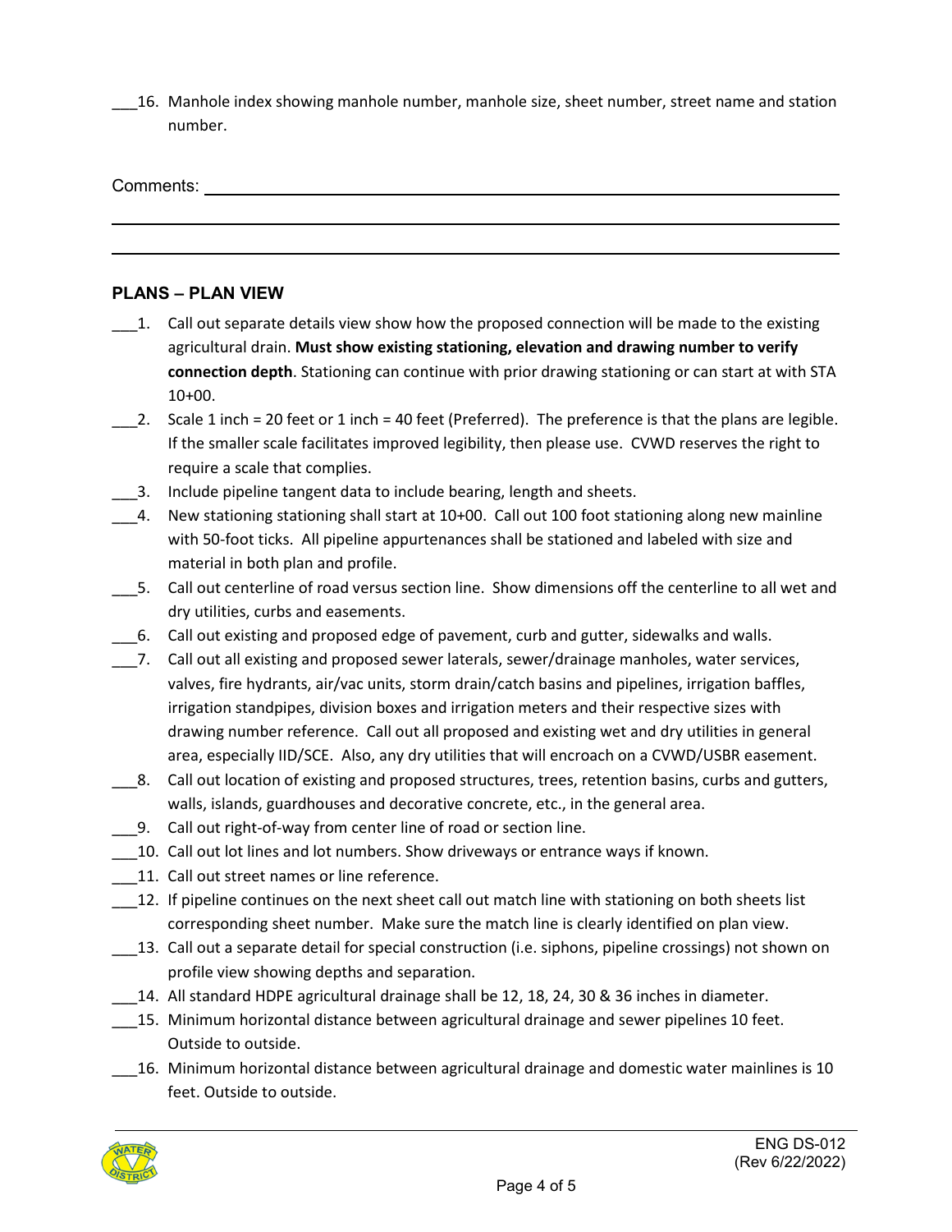___16. Manhole index showing manhole number, manhole size, sheet number, street name and station number.

Comments: ________________________________________________________________

________________________________________________________________________

________________________________________________________________________

### PLANS – PLAN VIEW

___1. Call out separate details view show how the proposed connection will be made to the existing agricultural drain. **Must show existing stationing, elevation and drawing number to verify connection depth**. Stationing can continue with prior drawing stationing or can start at with STA 10+00.

___2. Scale 1 inch = 20 feet or 1 inch = 40 feet (Preferred). The preference is that the plans are legible. If the smaller scale facilitates improved legibility, then please use. CVWD reserves the right to require a scale that complies.

___3. Include pipeline tangent data to include bearing, length and sheets.

___4. New stationing stationing shall start at 10+00. Call out 100 foot stationing along new mainline with 50-foot ticks. All pipeline appurtenances shall be stationed and labeled with size and material in both plan and profile.

___5. Call out centerline of road versus section line. Show dimensions off the centerline to all wet and dry utilities, curbs and easements.

___6. Call out existing and proposed edge of pavement, curb and gutter, sidewalks and walls.

___7. Call out all existing and proposed sewer laterals, sewer/drainage manholes, water services, valves, fire hydrants, air/vac units, storm drain/catch basins and pipelines, irrigation baffles, irrigation standpipes, division boxes and irrigation meters and their respective sizes with drawing number reference. Call out all proposed and existing wet and dry utilities in general area, especially IID/SCE. Also, any dry utilities that will encroach on a CVWD/USBR easement.

___8. Call out location of existing and proposed structures, trees, retention basins, curbs and gutters, walls, islands, guardhouses and decorative concrete, etc., in the general area.

___9. Call out right-of-way from center line of road or section line.

___10. Call out lot lines and lot numbers. Show driveways or entrance ways if known.

___11. Call out street names or line reference.

___12. If pipeline continues on the next sheet call out match line with stationing on both sheets list corresponding sheet number. Make sure the match line is clearly identified on plan view.

___13. Call out a separate detail for special construction (i.e. siphons, pipeline crossings) not shown on profile view showing depths and separation.

___14. All standard HDPE agricultural drainage shall be 12, 18, 24, 30 & 36 inches in diameter.

___15. Minimum horizontal distance between agricultural drainage and sewer pipelines 10 feet. Outside to outside.

___16. Minimum horizontal distance between agricultural drainage and domestic water mainlines is 10 feet. Outside to outside.

ENG DS-012
(Rev 6/22/2022)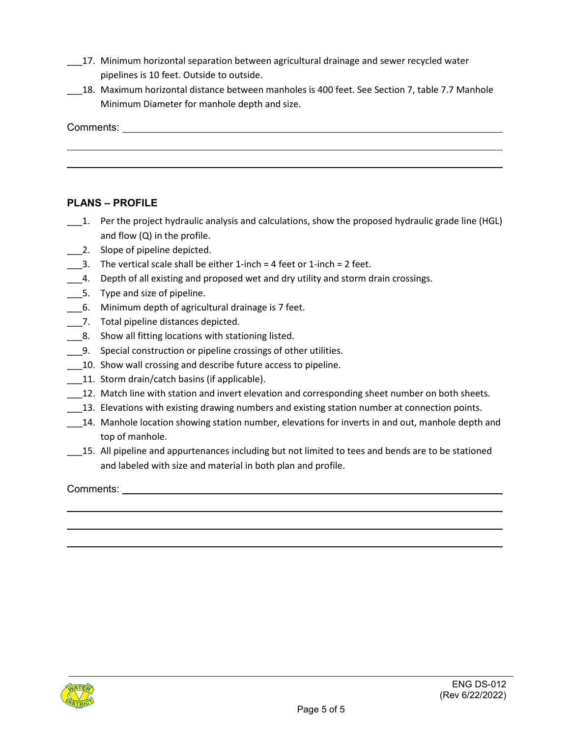___17. Minimum horizontal separation between agricultural drainage and sewer recycled water pipelines is 10 feet. Outside to outside.

___18. Maximum horizontal distance between manholes is 400 feet. See Section 7, table 7.7 Manhole Minimum Diameter for manhole depth and size.

Comments: ____________________________________________________________________

______________________________________________________________________________

______________________________________________________________________________

## PLANS – PROFILE

___1. Per the project hydraulic analysis and calculations, show the proposed hydraulic grade line (HGL) and flow (Q) in the profile.

___2. Slope of pipeline depicted.

___3. The vertical scale shall be either 1-inch = 4 feet or 1-inch = 2 feet.

___4. Depth of all existing and proposed wet and dry utility and storm drain crossings.

___5. Type and size of pipeline.

___6. Minimum depth of agricultural drainage is 7 feet.

___7. Total pipeline distances depicted.

___8. Show all fitting locations with stationing listed.

___9. Special construction or pipeline crossings of other utilities.

___10. Show wall crossing and describe future access to pipeline.

___11. Storm drain/catch basins (if applicable).

___12. Match line with station and invert elevation and corresponding sheet number on both sheets.

___13. Elevations with existing drawing numbers and existing station number at connection points.

___14. Manhole location showing station number, elevations for inverts in and out, manhole depth and top of manhole.

___15. All pipeline and appurtenances including but not limited to tees and bends are to be stationed and labeled with size and material in both plan and profile.

Comments: ____________________________________________________________________

______________________________________________________________________________

______________________________________________________________________________

______________________________________________________________________________

ENG DS-012
(Rev 6/22/2022)